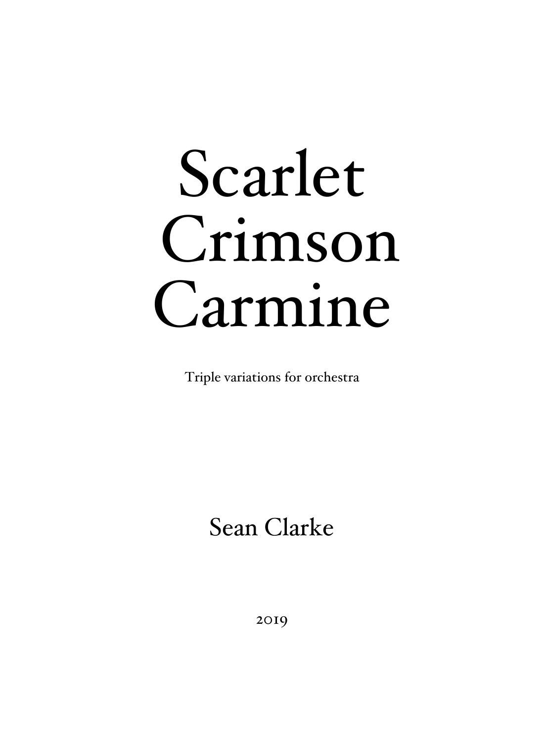# Scarlet Crimson Carmine

Triple variations for orchestra

Sean Clarke

2019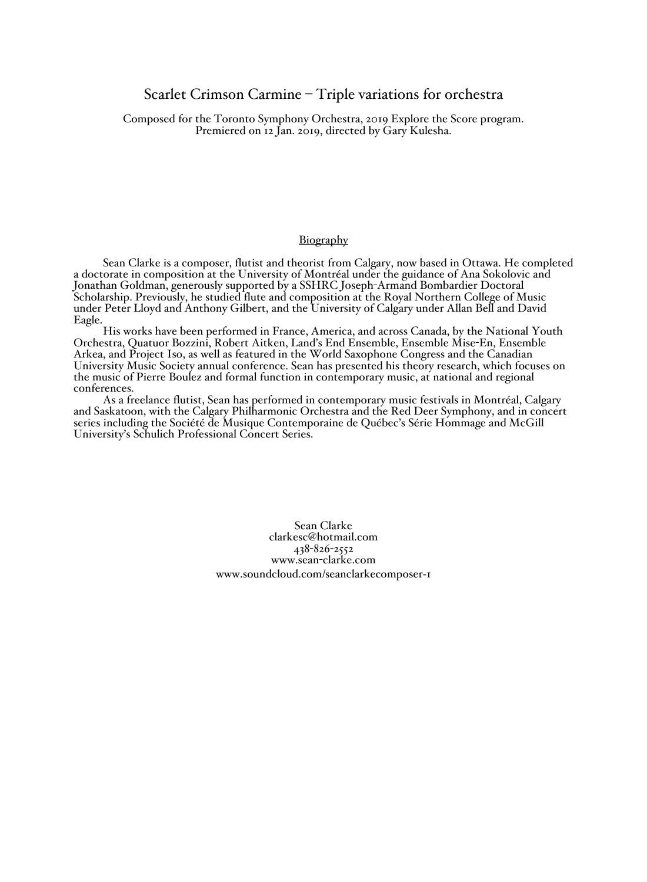# Scarlet Crimson Carmine – Triple variations for orchestra

Composed for the Toronto Symphony Orchestra, 2019 Explore the Score program.
Premiered on 12 Jan. 2019, directed by Gary Kulesha.

## Biography

Sean Clarke is a composer, flutist and theorist from Calgary, now based in Ottawa. He completed a doctorate in composition at the University of Montréal under the guidance of Ana Sokolovic and Jonathan Goldman, generously supported by a SSHRC Joseph-Armand Bombardier Doctoral Scholarship. Previously, he studied flute and composition at the Royal Northern College of Music under Peter Lloyd and Anthony Gilbert, and the University of Calgary under Allan Bell and David Eagle.

His works have been performed in France, America, and across Canada, by the National Youth Orchestra, Quatuor Bozzini, Robert Aitken, Land's End Ensemble, Ensemble Mise-En, Ensemble Arkea, and Project Iso, as well as featured in the World Saxophone Congress and the Canadian University Music Society annual conference. Sean has presented his theory research, which focuses on the music of Pierre Boulez and formal function in contemporary music, at national and regional conferences.

As a freelance flutist, Sean has performed in contemporary music festivals in Montréal, Calgary and Saskatoon, with the Calgary Philharmonic Orchestra and the Red Deer Symphony, and in concert series including the Société de Musique Contemporaine de Québec's Série Hommage and McGill University's Schulich Professional Concert Series.

Sean Clarke
clarkesc@hotmail.com
438-826-2552
www.sean-clarke.com
www.soundcloud.com/seanclarkecomposer-1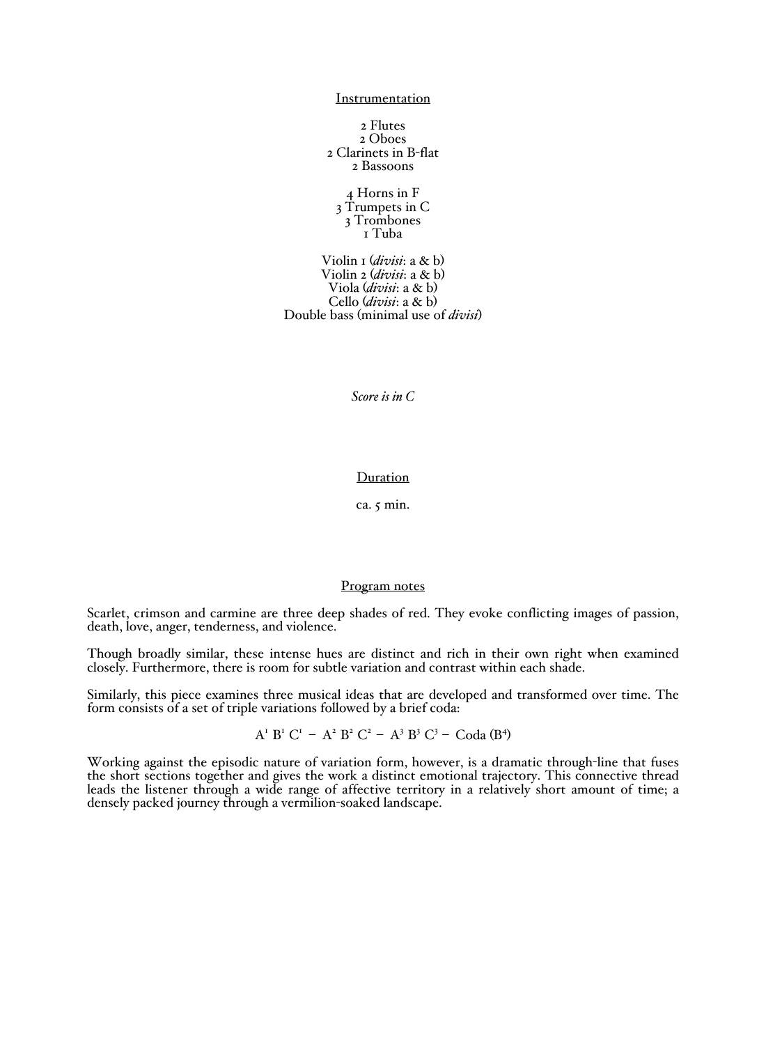## Instrumentation

2 Flutes
2 Oboes
2 Clarinets in B-flat
2 Bassoons

4 Horns in F
3 Trumpets in C
3 Trombones
1 Tuba

Violin 1 (*divisi*: a & b)
Violin 2 (*divisi*: a & b)
Viola (*divisi*: a & b)
Cello (*divisi*: a & b)
Double bass (minimal use of *divisi*)

*Score is in C*

## Duration

ca. 5 min.

## Program notes

Scarlet, crimson and carmine are three deep shades of red. They evoke conflicting images of passion, death, love, anger, tenderness, and violence.

Though broadly similar, these intense hues are distinct and rich in their own right when examined closely. Furthermore, there is room for subtle variation and contrast within each shade.

Similarly, this piece examines three musical ideas that are developed and transformed over time. The form consists of a set of triple variations followed by a brief coda:

$$A^1\ B^1\ C^1 - A^2\ B^2\ C^2 - A^3\ B^3\ C^3 - \text{Coda}\ (B^4)$$

Working against the episodic nature of variation form, however, is a dramatic through-line that fuses the short sections together and gives the work a distinct emotional trajectory. This connective thread leads the listener through a wide range of affective territory in a relatively short amount of time; a densely packed journey through a vermilion-soaked landscape.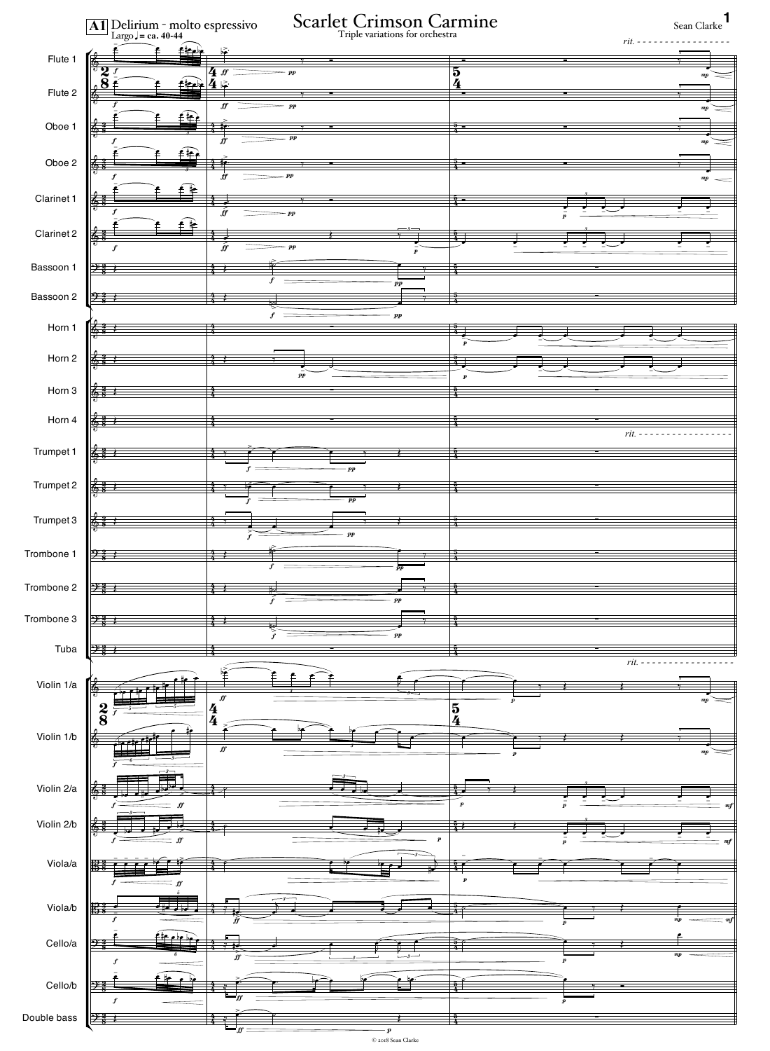# Scarlet Crimson Carmine

Triple variations for orchestra

Sean Clarke

**A1** Delirium - molto espressivo

Largo ♩= ca. 40-44

*rit.*

Flute 1

Flute 2

Oboe 1

Oboe 2

Clarinet 1

Clarinet 2

Bassoon 1

Bassoon 2

Horn 1

Horn 2

Horn 3

Horn 4

Trumpet 1

Trumpet 2

Trumpet 3

Trombone 1

Trombone 2

Trombone 3

Tuba

Violin 1/a

Violin 1/b

Violin 2/a

Violin 2/b

Viola/a

Viola/b

Cello/a

Cello/b

Double bass

© 2018 Sean Clarke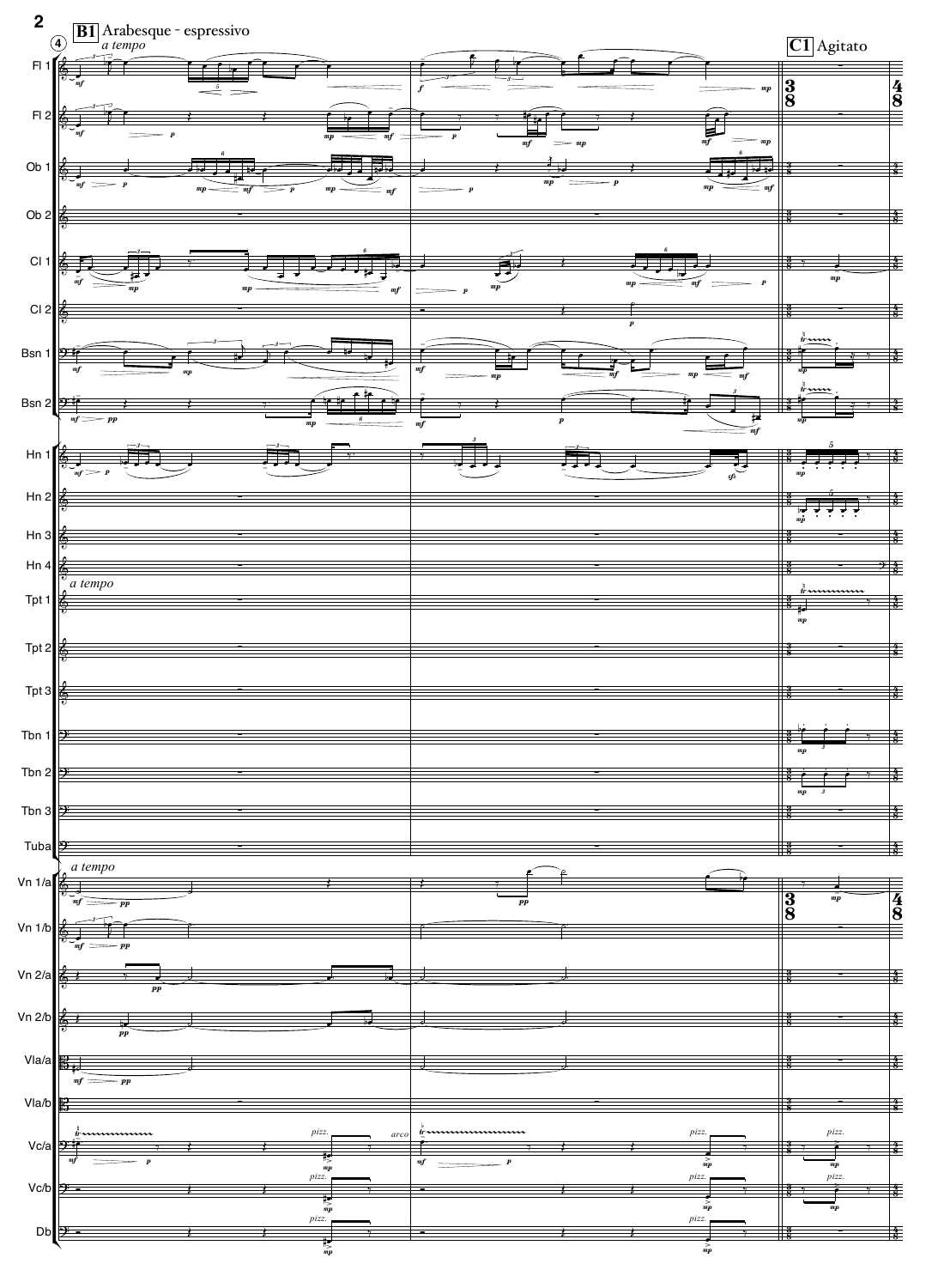**B1** Arabesque - espressivo

*a tempo*

**C1** Agitato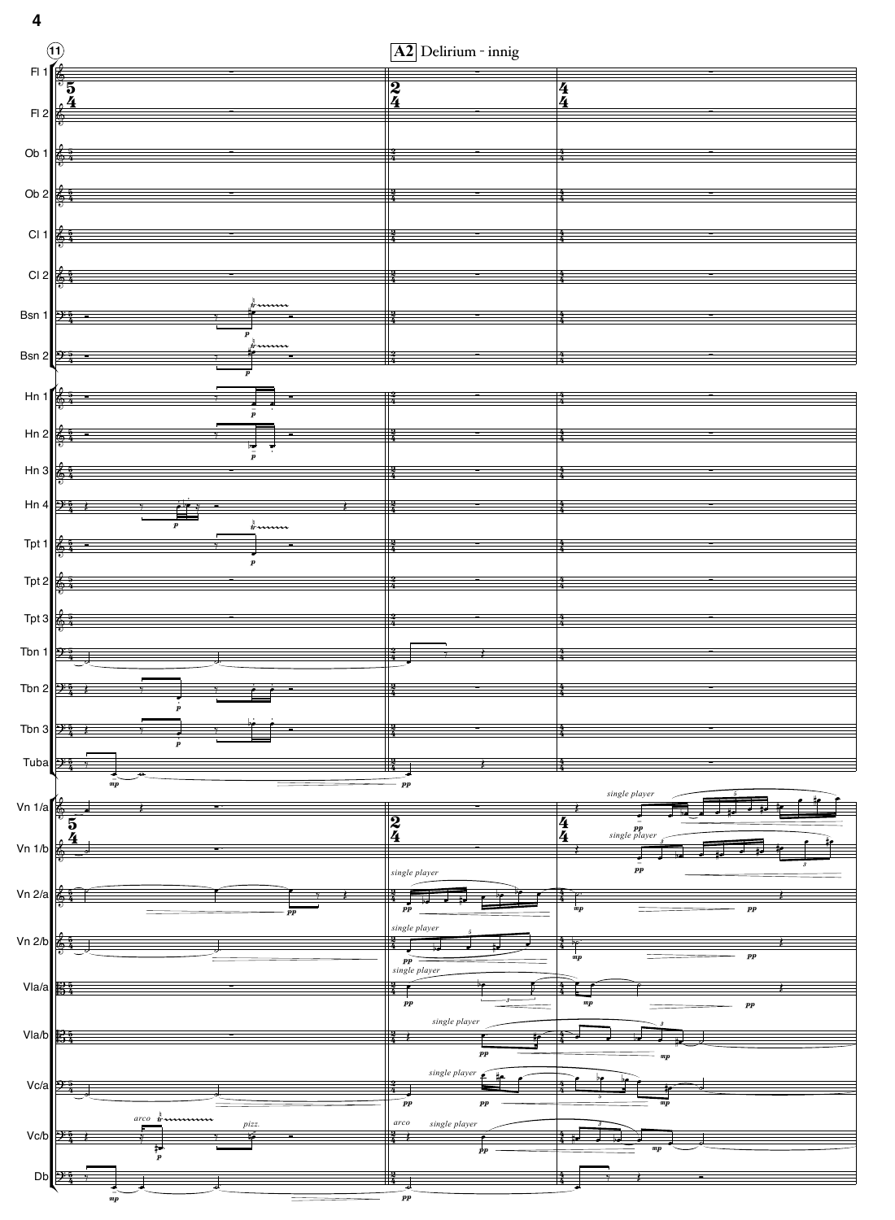**A2** Delirium - innig